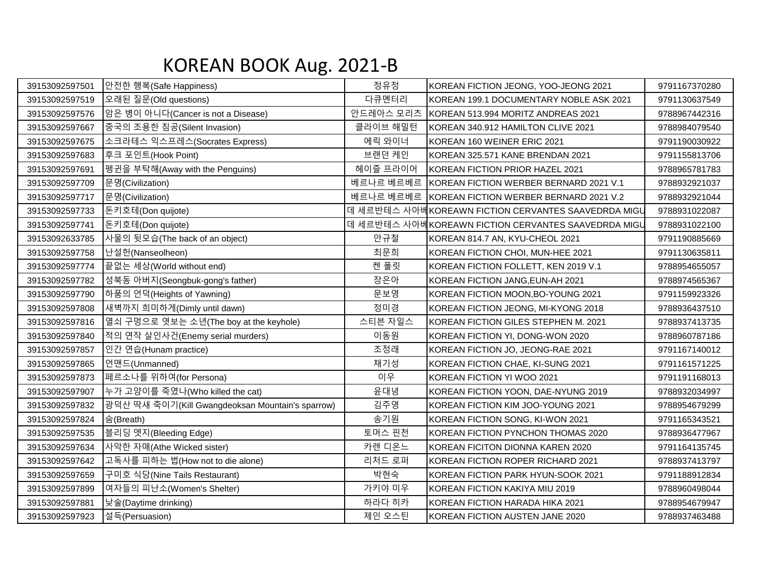# KOREAN BOOK Aug. 2021-B

| | | | | |
|---|---|---|---|---|
| 39153092597501 | 안전한 행복(Safe Happiness) | 정유정 | KOREAN FICTION JEONG, YOO-JEONG 2021 | 9791167370280 |
| 39153092597519 | 오래된 질문(Old questions) | 다큐멘터리 | KOREAN 199.1 DOCUMENTARY NOBLE ASK 2021 | 9791130637549 |
| 39153092597576 | 암은 병이 아니다(Cancer is not a Disease) | 안드레아스 모리츠 | KOREAN 513.994 MORITZ ANDREAS 2021 | 9788967442316 |
| 39153092597667 | 중국의 조용한 침공(Silent Invasion) | 클라이브 해밀턴 | KOREAN 340.912 HAMILTON CLIVE 2021 | 9788984079540 |
| 39153092597675 | 소크라테스 익스프레스(Socrates Express) | 에릭 와이너 | KOREAN 160 WEINER ERIC 2021 | 9791190030922 |
| 39153092597683 | 후크 포인트(Hook Point) | 브랜던 케인 | KOREAN 325.571 KANE BRENDAN 2021 | 9791155813706 |
| 39153092597691 | 펭귄을 부탁해(Away with the Penguins) | 헤이즐 프라이어 | KOREAN FICTION PRIOR HAZEL 2021 | 9788965781783 |
| 39153092597709 | 문명(Civilization) | 베르나르 베르베르 | KOREAN FICTION WERBER BERNARD 2021 V.1 | 9788932921037 |
| 39153092597717 | 문명(Civilization) | 베르나르 베르베르 | KOREAN FICTION WERBER BERNARD 2021 V.2 | 9788932921044 |
| 39153092597733 | 돈키호테(Don quijote) | 데 세르반테스 사아베 | KOREAWN FICTION CERVANTES SAAVEDRDA MIGU | 9788931022087 |
| 39153092597741 | 돈키호테(Don quijote) | 데 세르반테스 사아베 | KOREAWN FICTION CERVANTES SAAVEDRDA MIGU | 9788931022100 |
| 39153092633785 | 사물의 뒷모습(The back of an object) | 안규철 | KOREAN 814.7 AN, KYU-CHEOL 2021 | 9791190885669 |
| 39153092597758 | 난설헌(Nanseolheon) | 최문희 | KOREAN FICTION CHOI, MUN-HEE 2021 | 9791130635811 |
| 39153092597774 | 끝없는 세상(World without end) | 켄 폴릿 | KOREAN FICTION FOLLETT, KEN 2019 V.1 | 9788954655057 |
| 39153092597782 | 성북동 아버지(Seongbuk-gong's father) | 장은아 | KOREAN FICTION JANG,EUN-AH 2021 | 9788974565367 |
| 39153092597790 | 하품의 언덕(Heights of Yawning) | 문보영 | KOREAN FICTION MOON,BO-YOUNG 2021 | 9791159923326 |
| 39153092597808 | 새벽까지 희미하게(Dimly until dawn) | 정미경 | KOREAN FICTION JEONG, MI-KYONG 2018 | 9788936437510 |
| 39153092597816 | 열쇠 구멍으로 엿보는 소년(The boy at the keyhole) | 스티븐 자일스 | KOREAN FICTION GILES STEPHEN M. 2021 | 9788937413735 |
| 39153092597840 | 적의 연작 살인사건(Enemy serial murders) | 이동원 | KOREAN FICTION YI, DONG-WON 2020 | 9788960787186 |
| 39153092597857 | 인간 연습(Hunam practice) | 조정래 | KOREAN FICTION JO, JEONG-RAE 2021 | 9791167140012 |
| 39153092597865 | 언맨드(Unmanned) | 채기성 | KOREAN FICTION CHAE, KI-SUNG 2021 | 9791161571225 |
| 39153092597873 | 페르소나를 위하여(for Persona) | 이우 | KOREAN FICTION YI WOO 2021 | 9791191168013 |
| 39153092597907 | 누가 고양이를 죽였나(Who killed the cat) | 윤대녕 | KOREAN FICTION YOON, DAE-NYUNG 2019 | 9788932034997 |
| 39153092597832 | 광덕산 딱새 죽이기(Kill Gwangdeoksan Mountain's sparrow) | 김주영 | KOREAN FICTION KIM JOO-YOUNG 2021 | 9788954679299 |
| 39153092597824 | 숨(Breath) | 송기원 | KOREAN FICTION SONG, KI-WON 2021 | 9791165343521 |
| 39153092597535 | 블리딩 엣지(Bleeding Edge) | 토머스 핀천 | KOREAN FICTION PYNCHON THOMAS 2020 | 9788936477967 |
| 39153092597634 | 사악한 자매(Athe Wicked sister) | 카렌 디온느 | KOREAN FICITON DIONNA KAREN 2020 | 9791164135745 |
| 39153092597642 | 고독사를 피하는 법(How not to die alone) | 리처드 로퍼 | KOREAN FICTION ROPER RICHARD 2021 | 9788937413797 |
| 39153092597659 | 구미호 식당(Nine Tails Restaurant) | 박현숙 | KOREAN FICTION PARK HYUN-SOOK 2021 | 9791188912834 |
| 39153092597899 | 여자들의 피난소(Women's Shelter) | 가키야 미우 | KOREAN FICTION KAKIYA MIU 2019 | 9788960498044 |
| 39153092597881 | 낮술(Daytime drinking) | 하라다 히카 | KOREAN FICTION HARADA HIKA 2021 | 9788954679947 |
| 39153092597923 | 설득(Persuasion) | 제인 오스틴 | KOREAN FICTION AUSTEN JANE 2020 | 9788937463488 |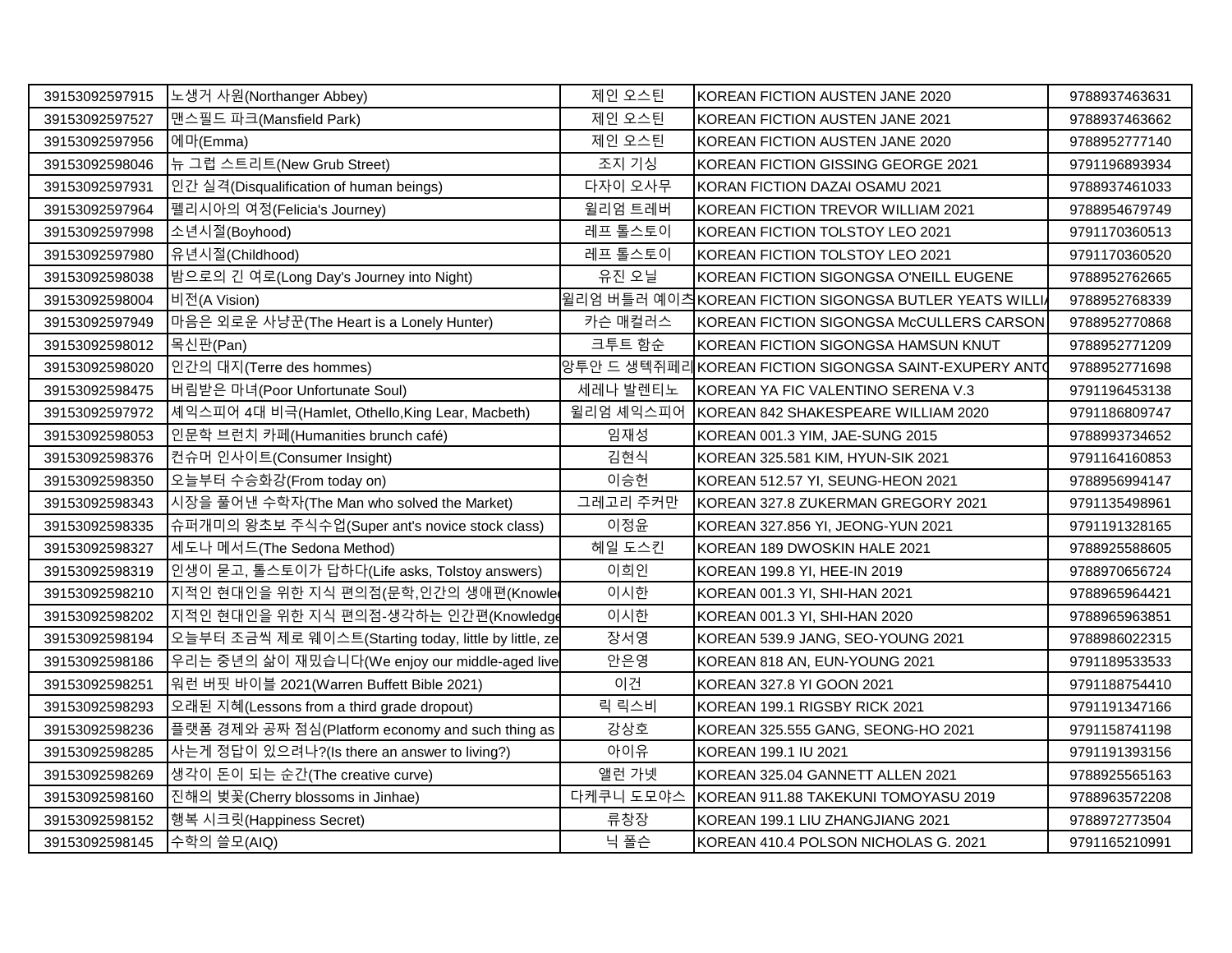| | | | | |
|---|---|---|---|---|
| 39153092597915 | 노생거 사원(Northanger Abbey) | 제인 오스틴 | KOREAN FICTION AUSTEN JANE 2020 | 9788937463631 |
| 39153092597527 | 맨스필드 파크(Mansfield Park) | 제인 오스틴 | KOREAN FICTION AUSTEN JANE 2021 | 9788937463662 |
| 39153092597956 | 에마(Emma) | 제인 오스틴 | KOREAN FICTION AUSTEN JANE 2020 | 9788952777140 |
| 39153092598046 | 뉴 그럽 스트리트(New Grub Street) | 조지 기싱 | KOREAN FICTION GISSING GEORGE 2021 | 9791196893934 |
| 39153092597931 | 인간 실격(Disqualification of human beings) | 다자이 오사무 | KORAN FICTION DAZAI OSAMU 2021 | 9788937461033 |
| 39153092597964 | 펠리시아의 여정(Felicia's Journey) | 윌리엄 트레버 | KOREAN FICTION TREVOR WILLIAM 2021 | 9788954679749 |
| 39153092597998 | 소년시절(Boyhood) | 레프 톨스토이 | KOREAN FICTION TOLSTOY LEO 2021 | 9791170360513 |
| 39153092597980 | 유년시절(Childhood) | 레프 톨스토이 | KOREAN FICTION TOLSTOY LEO 2021 | 9791170360520 |
| 39153092598038 | 밤으로의 긴 여로(Long Day's Journey into Night) | 유진 오닐 | KOREAN FICTION SIGONGSA O'NEILL EUGENE | 9788952762665 |
| 39153092598004 | 비전(A Vision) | 윌리엄 버틀러 예이츠 | KOREAN FICTION SIGONGSA BUTLER YEATS WILLI | 9788952768339 |
| 39153092597949 | 마음은 외로운 사냥꾼(The Heart is a Lonely Hunter) | 카슨 매컬러스 | KOREAN FICTION SIGONGSA McCULLERS CARSON | 9788952770868 |
| 39153092598012 | 목신판(Pan) | 크누트 함순 | KOREAN FICTION SIGONGSA HAMSUN KNUT | 9788952771209 |
| 39153092598020 | 인간의 대지(Terre des hommes) | 앙투안 드 생텍쥐페리 | KOREAN FICTION SIGONGSA SAINT-EXUPERY ANTO | 9788952771698 |
| 39153092598475 | 버림받은 마녀(Poor Unfortunate Soul) | 세레나 발렌티노 | KOREAN YA FIC VALENTINO SERENA V.3 | 9791196453138 |
| 39153092597972 | 셰익스피어 4대 비극(Hamlet, Othello,King Lear, Macbeth) | 윌리엄 셰익스피어 | KOREAN 842 SHAKESPEARE WILLIAM 2020 | 9791186809747 |
| 39153092598053 | 인문학 브런치 카페(Humanities brunch café) | 임재성 | KOREAN 001.3 YIM, JAE-SUNG 2015 | 9788993734652 |
| 39153092598376 | 컨슈머 인사이트(Consumer Insight) | 김현식 | KOREAN 325.581 KIM, HYUN-SIK 2021 | 9791164160853 |
| 39153092598350 | 오늘부터 수승화강(From today on) | 이승헌 | KOREAN 512.57 YI, SEUNG-HEON 2021 | 9788956994147 |
| 39153092598343 | 시장을 풀어낸 수학자(The Man who solved the Market) | 그레고리 주커만 | KOREAN 327.8 ZUKERMAN GREGORY 2021 | 9791135498961 |
| 39153092598335 | 슈퍼개미의 왕초보 주식수업(Super ant's novice stock class) | 이정윤 | KOREAN 327.856 YI, JEONG-YUN 2021 | 9791191328165 |
| 39153092598327 | 세도나 메서드(The Sedona Method) | 헤일 도스킨 | KOREAN 189 DWOSKIN HALE 2021 | 9788925588605 |
| 39153092598319 | 인생이 묻고, 톨스토이가 답하다(Life asks, Tolstoy answers) | 이희인 | KOREAN 199.8 YI, HEE-IN 2019 | 9788970656724 |
| 39153092598210 | 지적인 현대인을 위한 지식 편의점(문학,인간의 생애편(Knowled | 이시한 | KOREAN 001.3 YI, SHI-HAN 2021 | 9788965964421 |
| 39153092598202 | 지적인 현대인을 위한 지식 편의점-생각하는 인간편(Knowledge | 이시한 | KOREAN 001.3 YI, SHI-HAN 2020 | 9788965963851 |
| 39153092598194 | 오늘부터 조금씩 제로 웨이스트(Starting today, little by little, ze | 장서영 | KOREAN 539.9 JANG, SEO-YOUNG 2021 | 9788986022315 |
| 39153092598186 | 우리는 중년의 삶이 재밌습니다(We enjoy our middle-aged live | 안은영 | KOREAN 818 AN, EUN-YOUNG 2021 | 9791189533533 |
| 39153092598251 | 워런 버핏 바이블 2021(Warren Buffett Bible 2021) | 이건 | KOREAN 327.8 YI GOON 2021 | 9791188754410 |
| 39153092598293 | 오래된 지혜(Lessons from a third grade dropout) | 릭 릭스비 | KOREAN 199.1 RIGSBY RICK 2021 | 9791191347166 |
| 39153092598236 | 플랫폼 경제와 공짜 점심(Platform economy and such thing as | 강상호 | KOREAN 325.555 GANG, SEONG-HO 2021 | 9791158741198 |
| 39153092598285 | 사는게 정답이 있으려나?(Is there an answer to living?) | 아이유 | KOREAN 199.1 IU 2021 | 9791191393156 |
| 39153092598269 | 생각이 돈이 되는 순간(The creative curve) | 앨런 가넷 | KOREAN 325.04 GANNETT ALLEN 2021 | 9788925565163 |
| 39153092598160 | 진해의 벚꽃(Cherry blossoms in Jinhae) | 다케쿠니 도모야스 | KOREAN 911.88 TAKEKUNI TOMOYASU 2019 | 9788963572208 |
| 39153092598152 | 행복 시크릿(Happiness Secret) | 류창장 | KOREAN 199.1 LIU ZHANGJIANG 2021 | 9788972773504 |
| 39153092598145 | 수학의 쓸모(AIQ) | 닉 폴슨 | KOREAN 410.4 POLSON NICHOLAS G. 2021 | 9791165210991 |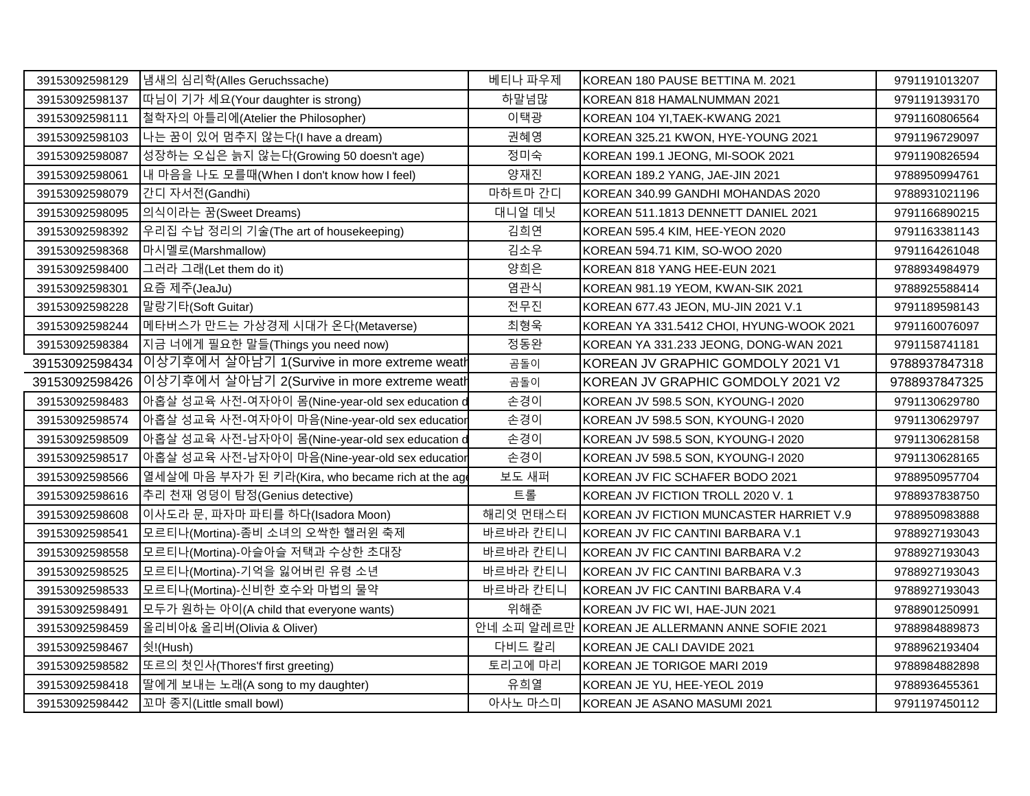| 39153092598129 | 냄새의 심리학(Alles Geruchssache) | 베티나 파우제 | KOREAN 180 PAUSE BETTINA M. 2021 | 9791191013207 |
|---|---|---|---|---|
| 39153092598137 | 따님이 기가 세요(Your daughter is strong) | 하말넘많 | KOREAN 818 HAMALNUMMAN 2021 | 9791191393170 |
| 39153092598111 | 철학자의 아틀리에(Atelier the Philosopher) | 이택광 | KOREAN 104 YI,TAEK-KWANG 2021 | 9791160806564 |
| 39153092598103 | 나는 꿈이 있어 멈추지 않는다(I have a dream) | 권혜영 | KOREAN 325.21 KWON, HYE-YOUNG 2021 | 9791196729097 |
| 39153092598087 | 성장하는 오십은 늙지 않는다(Growing 50 doesn't age) | 정미숙 | KOREAN 199.1 JEONG, MI-SOOK 2021 | 9791190826594 |
| 39153092598061 | 내 마음을 나도 모를때(When I don't know how I feel) | 양재진 | KOREAN 189.2 YANG, JAE-JIN 2021 | 9788950994761 |
| 39153092598079 | 간디 자서전(Gandhi) | 마하트마 간디 | KOREAN 340.99 GANDHI MOHANDAS 2020 | 9788931021196 |
| 39153092598095 | 의식이라는 꿈(Sweet Dreams) | 대니얼 데닛 | KOREAN 511.1813 DENNETT DANIEL 2021 | 9791166890215 |
| 39153092598392 | 우리집 수납 정리의 기술(The art of housekeeping) | 김희연 | KOREAN 595.4 KIM, HEE-YEON 2020 | 9791163381143 |
| 39153092598368 | 마시멜로(Marshmallow) | 김소우 | KOREAN 594.71 KIM, SO-WOO 2020 | 9791164261048 |
| 39153092598400 | 그러라 그래(Let them do it) | 양희은 | KOREAN 818 YANG HEE-EUN 2021 | 9788934984979 |
| 39153092598301 | 요즘 제주(JeaJu) | 염관식 | KOREAN 981.19 YEOM, KWAN-SIK 2021 | 9788925588414 |
| 39153092598228 | 말랑기타(Soft Guitar) | 전무진 | KOREAN 677.43 JEON, MU-JIN 2021 V.1 | 9791189598143 |
| 39153092598244 | 메타버스가 만드는 가상경제 시대가 온다(Metaverse) | 최형욱 | KOREAN YA 331.5412 CHOI, HYUNG-WOOK 2021 | 9791160076097 |
| 39153092598384 | 지금 너에게 필요한 말들(Things you need now) | 정동완 | KOREAN YA 331.233 JEONG, DONG-WAN 2021 | 9791158741181 |
| 39153092598434 | 이상기후에서 살아남기 1(Survive in more extreme weath | 곰돌이 | KOREAN JV GRAPHIC GOMDOLY 2021 V1 | 9788937847318 |
| 39153092598426 | 이상기후에서 살아남기 2(Survive in more extreme weath | 곰돌이 | KOREAN JV GRAPHIC GOMDOLY 2021 V2 | 9788937847325 |
| 39153092598483 | 아홉살 성교육 사전-여자아이 몸(Nine-year-old sex education d | 손경이 | KOREAN JV 598.5 SON, KYOUNG-I 2020 | 9791130629780 |
| 39153092598574 | 아홉살 성교육 사전-여자아이 마음(Nine-year-old sex education | 손경이 | KOREAN JV 598.5 SON, KYOUNG-I 2020 | 9791130629797 |
| 39153092598509 | 아홉살 성교육 사전-남자아이 몸(Nine-year-old sex education d | 손경이 | KOREAN JV 598.5 SON, KYOUNG-I 2020 | 9791130628158 |
| 39153092598517 | 아홉살 성교육 사전-남자아이 마음(Nine-year-old sex education | 손경이 | KOREAN JV 598.5 SON, KYOUNG-I 2020 | 9791130628165 |
| 39153092598566 | 열세살에 마음 부자가 된 키라(Kira, who became rich at the age | 보도 섀퍼 | KOREAN JV FIC SCHAFER BODO 2021 | 9788950957704 |
| 39153092598616 | 추리 천재 엉덩이 탐정(Genius detective) | 트롤 | KOREAN JV FICTION TROLL 2020 V. 1 | 9788937838750 |
| 39153092598608 | 이사도라 문, 파자마 파티를 하다(Isadora Moon) | 해리엇 먼캐스터 | KOREAN JV FICTION MUNCASTER HARRIET V.9 | 9788950983888 |
| 39153092598541 | 모르티나(Mortina)-좀비 소녀의 오싹한 핼러윈 축제 | 바르바라 칸티니 | KOREAN JV FIC CANTINI BARBARA V.1 | 9788927193043 |
| 39153092598558 | 모르티나(Mortina)-아슬아슬 저택과 수상한 초대장 | 바르바라 칸티니 | KOREAN JV FIC CANTINI BARBARA V.2 | 9788927193043 |
| 39153092598525 | 모르티나(Mortina)-기억을 잃어버린 유령 소년 | 바르바라 칸티니 | KOREAN JV FIC CANTINI BARBARA V.3 | 9788927193043 |
| 39153092598533 | 모르티나(Mortina)-신비한 호수와 마법의 물약 | 바르바라 칸티니 | KOREAN JV FIC CANTINI BARBARA V.4 | 9788927193043 |
| 39153092598491 | 모두가 원하는 아이(A child that everyone wants) | 위해준 | KOREAN JV FIC WI, HAE-JUN 2021 | 9788901250991 |
| 39153092598459 | 올리비아& 올리버(Olivia & Oliver) | 안네 소피 알레르만 | KOREAN JE ALLERMANN ANNE SOFIE 2021 | 9788984889873 |
| 39153092598467 | 쉿!(Hush) | 다비드 칼리 | KOREAN JE CALI DAVIDE 2021 | 9788962193404 |
| 39153092598582 | 또르의 첫인사(Thores'f first greeting) | 토리고에 마리 | KOREAN JE TORIGOE MARI 2019 | 9788984882898 |
| 39153092598418 | 딸에게 보내는 노래(A song to my daughter) | 유희열 | KOREAN JE YU, HEE-YEOL 2019 | 9788936455361 |
| 39153092598442 | 꼬마 종지(Little small bowl) | 아사노 마스미 | KOREAN JE ASANO MASUMI 2021 | 9791197450112 |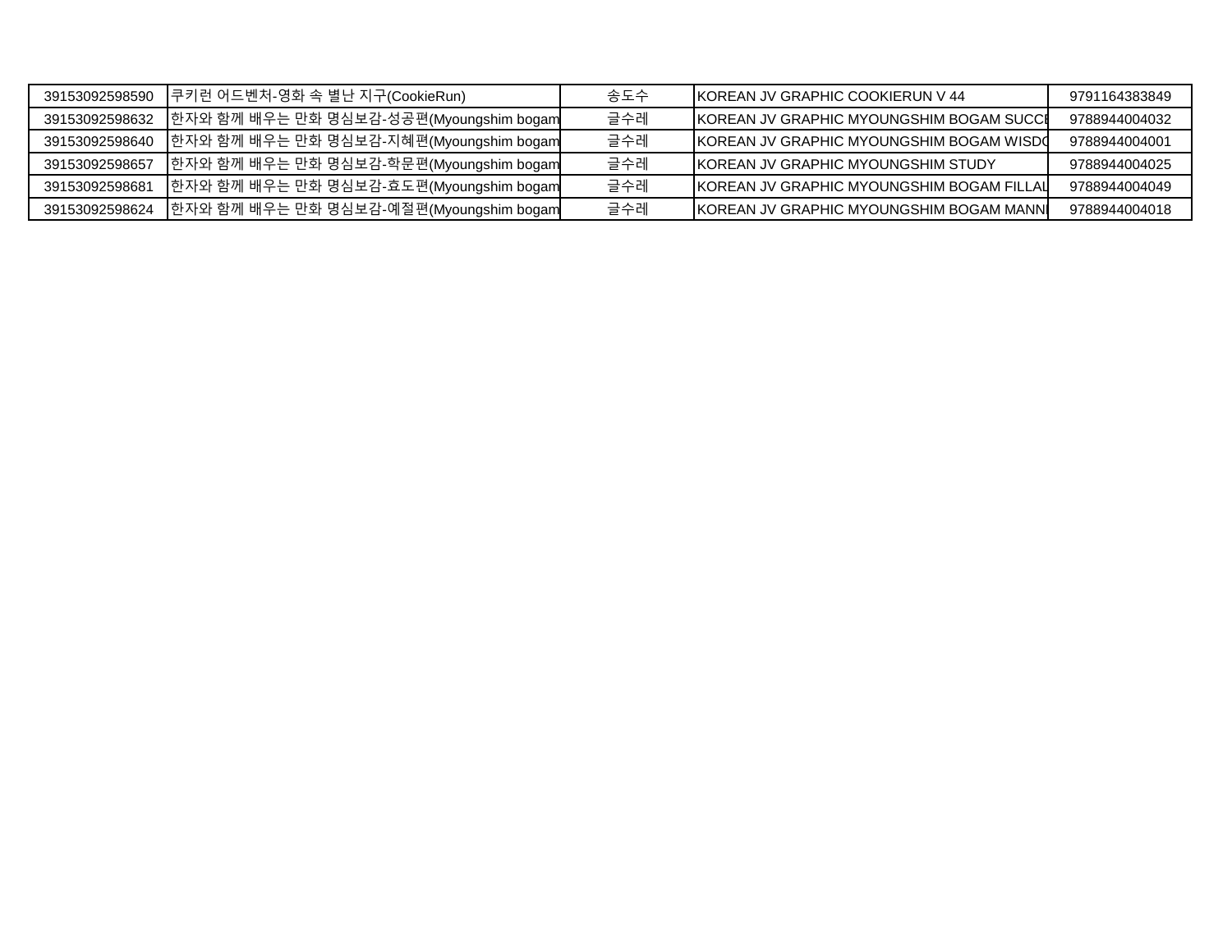| | | | | |
|---|---|---|---|---|
| 39153092598590 | 쿠키런 어드벤처-영화 속 별난 지구(CookieRun) | 송도수 | KOREAN JV GRAPHIC COOKIERUN V 44 | 9791164383849 |
| 39153092598632 | 한자와 함께 배우는 만화 명심보감-성공편(Myoungshim bogam | 글수레 | KOREAN JV GRAPHIC MYOUNGSHIM BOGAM SUCCE | 9788944004032 |
| 39153092598640 | 한자와 함께 배우는 만화 명심보감-지혜편(Myoungshim bogam | 글수레 | KOREAN JV GRAPHIC MYOUNGSHIM BOGAM WISDO | 9788944004001 |
| 39153092598657 | 한자와 함께 배우는 만화 명심보감-학문편(Myoungshim bogam | 글수레 | KOREAN JV GRAPHIC MYOUNGSHIM STUDY | 9788944004025 |
| 39153092598681 | 한자와 함께 배우는 만화 명심보감-효도편(Myoungshim bogam | 글수레 | KOREAN JV GRAPHIC MYOUNGSHIM BOGAM FILLAL | 9788944004049 |
| 39153092598624 | 한자와 함께 배우는 만화 명심보감-예절편(Myoungshim bogam | 글수레 | KOREAN JV GRAPHIC MYOUNGSHIM BOGAM MANNI | 9788944004018 |